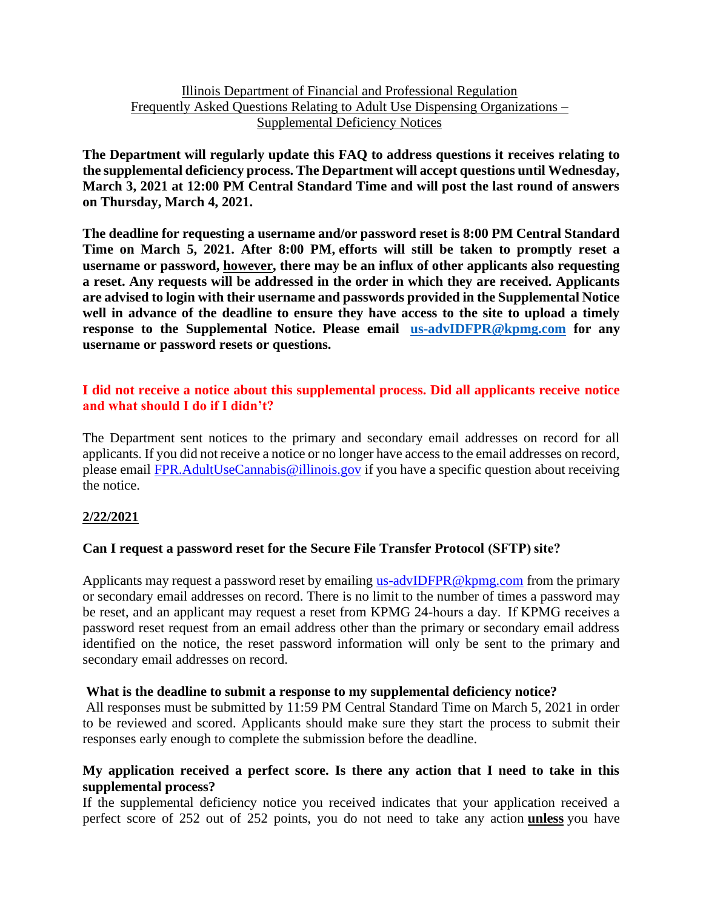Illinois Department of Financial and Professional Regulation
Frequently Asked Questions Relating to Adult Use Dispensing Organizations – Supplemental Deficiency Notices

**The Department will regularly update this FAQ to address questions it receives relating to the supplemental deficiency process. The Department will accept questions until Wednesday, March 3, 2021 at 12:00 PM Central Standard Time and will post the last round of answers on Thursday, March 4, 2021.**

**The deadline for requesting a username and/or password reset is 8:00 PM Central Standard Time on March 5, 2021. After 8:00 PM, efforts will still be taken to promptly reset a username or password, however, there may be an influx of other applicants also requesting a reset. Any requests will be addressed in the order in which they are received. Applicants are advised to login with their username and passwords provided in the Supplemental Notice well in advance of the deadline to ensure they have access to the site to upload a timely response to the Supplemental Notice. Please email [us-advIDFPR@kpmg.com](mailto:us-advIDFPR@kpmg.com) for any username or password resets or questions.**

**I did not receive a notice about this supplemental process. Did all applicants receive notice and what should I do if I didn't?**

The Department sent notices to the primary and secondary email addresses on record for all applicants. If you did not receive a notice or no longer have access to the email addresses on record, please email [FPR.AdultUseCannabis@illinois.gov](mailto:FPR.AdultUseCannabis@illinois.gov) if you have a specific question about receiving the notice.

**2/22/2021**

**Can I request a password reset for the Secure File Transfer Protocol (SFTP) site?**

Applicants may request a password reset by emailing [us-advIDFPR@kpmg.com](mailto:us-advIDFPR@kpmg.com) from the primary or secondary email addresses on record. There is no limit to the number of times a password may be reset, and an applicant may request a reset from KPMG 24-hours a day. If KPMG receives a password reset request from an email address other than the primary or secondary email address identified on the notice, the reset password information will only be sent to the primary and secondary email addresses on record.

**What is the deadline to submit a response to my supplemental deficiency notice?**

All responses must be submitted by 11:59 PM Central Standard Time on March 5, 2021 in order to be reviewed and scored. Applicants should make sure they start the process to submit their responses early enough to complete the submission before the deadline.

**My application received a perfect score. Is there any action that I need to take in this supplemental process?**

If the supplemental deficiency notice you received indicates that your application received a perfect score of 252 out of 252 points, you do not need to take any action **unless** you have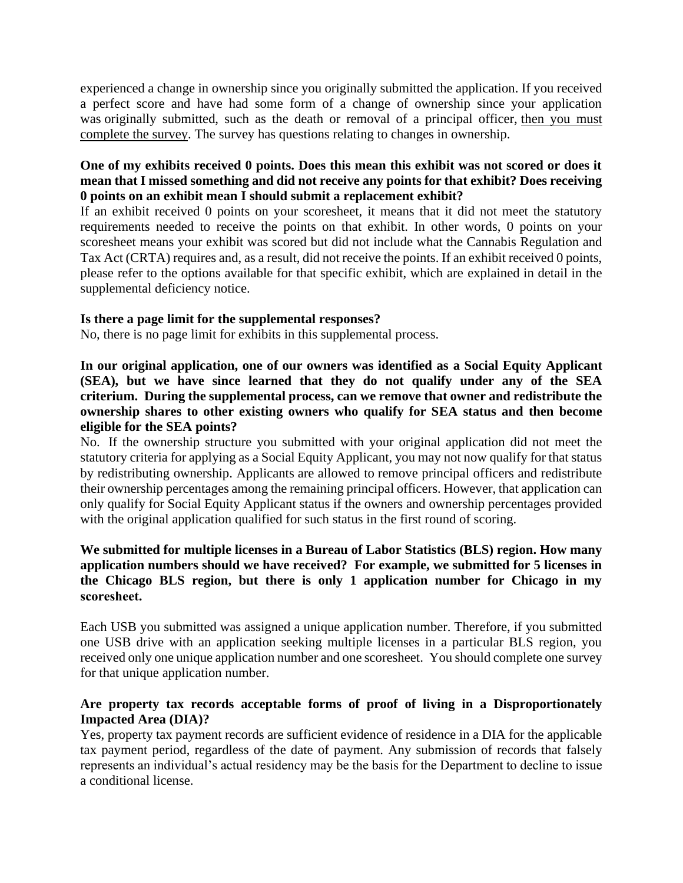experienced a change in ownership since you originally submitted the application. If you received a perfect score and have had some form of a change of ownership since your application was originally submitted, such as the death or removal of a principal officer, then you must complete the survey. The survey has questions relating to changes in ownership.

**One of my exhibits received 0 points. Does this mean this exhibit was not scored or does it mean that I missed something and did not receive any points for that exhibit? Does receiving 0 points on an exhibit mean I should submit a replacement exhibit?**

If an exhibit received 0 points on your scoresheet, it means that it did not meet the statutory requirements needed to receive the points on that exhibit. In other words, 0 points on your scoresheet means your exhibit was scored but did not include what the Cannabis Regulation and Tax Act (CRTA) requires and, as a result, did not receive the points. If an exhibit received 0 points, please refer to the options available for that specific exhibit, which are explained in detail in the supplemental deficiency notice.

**Is there a page limit for the supplemental responses?**

No, there is no page limit for exhibits in this supplemental process.

**In our original application, one of our owners was identified as a Social Equity Applicant (SEA), but we have since learned that they do not qualify under any of the SEA criterium. During the supplemental process, can we remove that owner and redistribute the ownership shares to other existing owners who qualify for SEA status and then become eligible for the SEA points?**

No. If the ownership structure you submitted with your original application did not meet the statutory criteria for applying as a Social Equity Applicant, you may not now qualify for that status by redistributing ownership. Applicants are allowed to remove principal officers and redistribute their ownership percentages among the remaining principal officers. However, that application can only qualify for Social Equity Applicant status if the owners and ownership percentages provided with the original application qualified for such status in the first round of scoring.

**We submitted for multiple licenses in a Bureau of Labor Statistics (BLS) region. How many application numbers should we have received? For example, we submitted for 5 licenses in the Chicago BLS region, but there is only 1 application number for Chicago in my scoresheet.**

Each USB you submitted was assigned a unique application number. Therefore, if you submitted one USB drive with an application seeking multiple licenses in a particular BLS region, you received only one unique application number and one scoresheet. You should complete one survey for that unique application number.

**Are property tax records acceptable forms of proof of living in a Disproportionately Impacted Area (DIA)?**

Yes, property tax payment records are sufficient evidence of residence in a DIA for the applicable tax payment period, regardless of the date of payment. Any submission of records that falsely represents an individual's actual residency may be the basis for the Department to decline to issue a conditional license.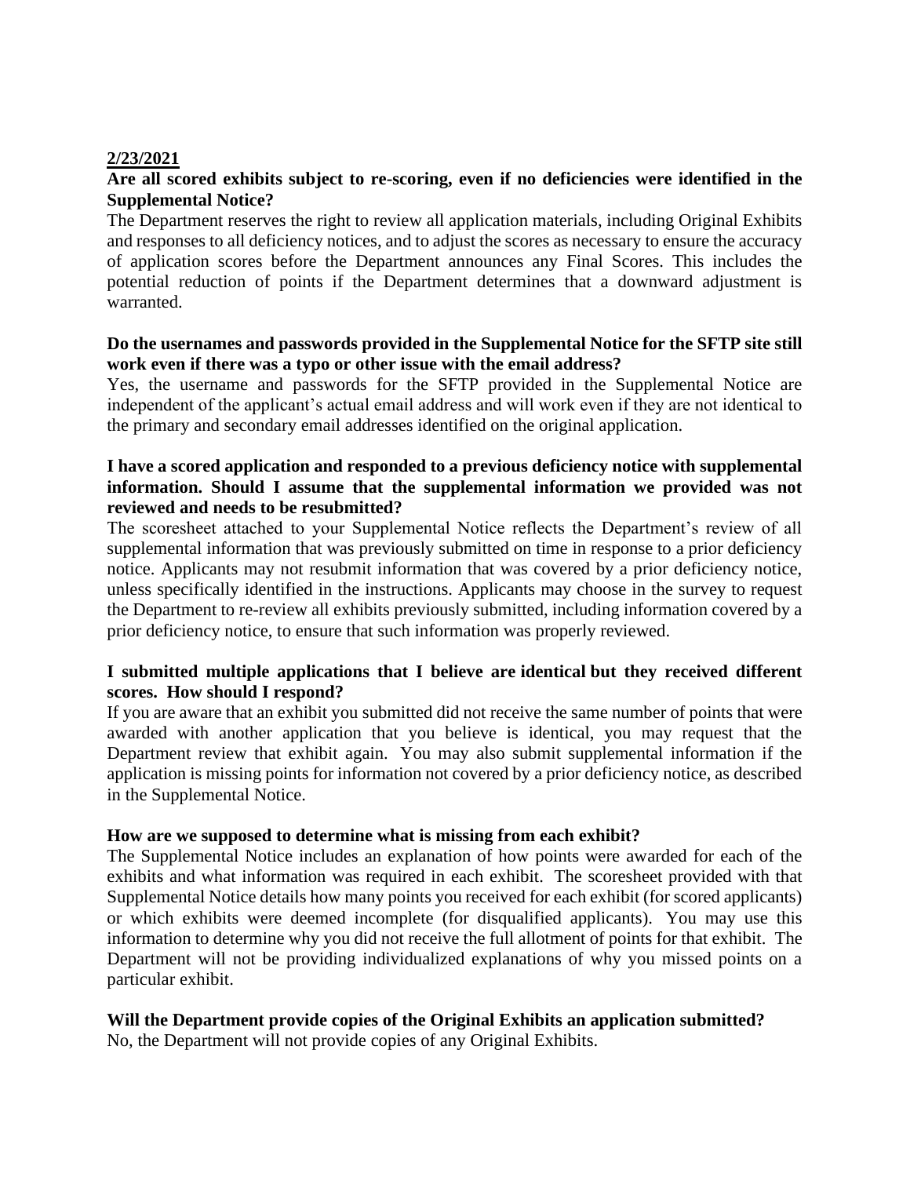**2/23/2021**

**Are all scored exhibits subject to re-scoring, even if no deficiencies were identified in the Supplemental Notice?**

The Department reserves the right to review all application materials, including Original Exhibits and responses to all deficiency notices, and to adjust the scores as necessary to ensure the accuracy of application scores before the Department announces any Final Scores. This includes the potential reduction of points if the Department determines that a downward adjustment is warranted.

**Do the usernames and passwords provided in the Supplemental Notice for the SFTP site still work even if there was a typo or other issue with the email address?**

Yes, the username and passwords for the SFTP provided in the Supplemental Notice are independent of the applicant's actual email address and will work even if they are not identical to the primary and secondary email addresses identified on the original application.

**I have a scored application and responded to a previous deficiency notice with supplemental information. Should I assume that the supplemental information we provided was not reviewed and needs to be resubmitted?**

The scoresheet attached to your Supplemental Notice reflects the Department's review of all supplemental information that was previously submitted on time in response to a prior deficiency notice. Applicants may not resubmit information that was covered by a prior deficiency notice, unless specifically identified in the instructions. Applicants may choose in the survey to request the Department to re-review all exhibits previously submitted, including information covered by a prior deficiency notice, to ensure that such information was properly reviewed.

**I submitted multiple applications that I believe are identical but they received different scores. How should I respond?**

If you are aware that an exhibit you submitted did not receive the same number of points that were awarded with another application that you believe is identical, you may request that the Department review that exhibit again. You may also submit supplemental information if the application is missing points for information not covered by a prior deficiency notice, as described in the Supplemental Notice.

**How are we supposed to determine what is missing from each exhibit?**

The Supplemental Notice includes an explanation of how points were awarded for each of the exhibits and what information was required in each exhibit. The scoresheet provided with that Supplemental Notice details how many points you received for each exhibit (for scored applicants) or which exhibits were deemed incomplete (for disqualified applicants). You may use this information to determine why you did not receive the full allotment of points for that exhibit. The Department will not be providing individualized explanations of why you missed points on a particular exhibit.

**Will the Department provide copies of the Original Exhibits an application submitted?**

No, the Department will not provide copies of any Original Exhibits.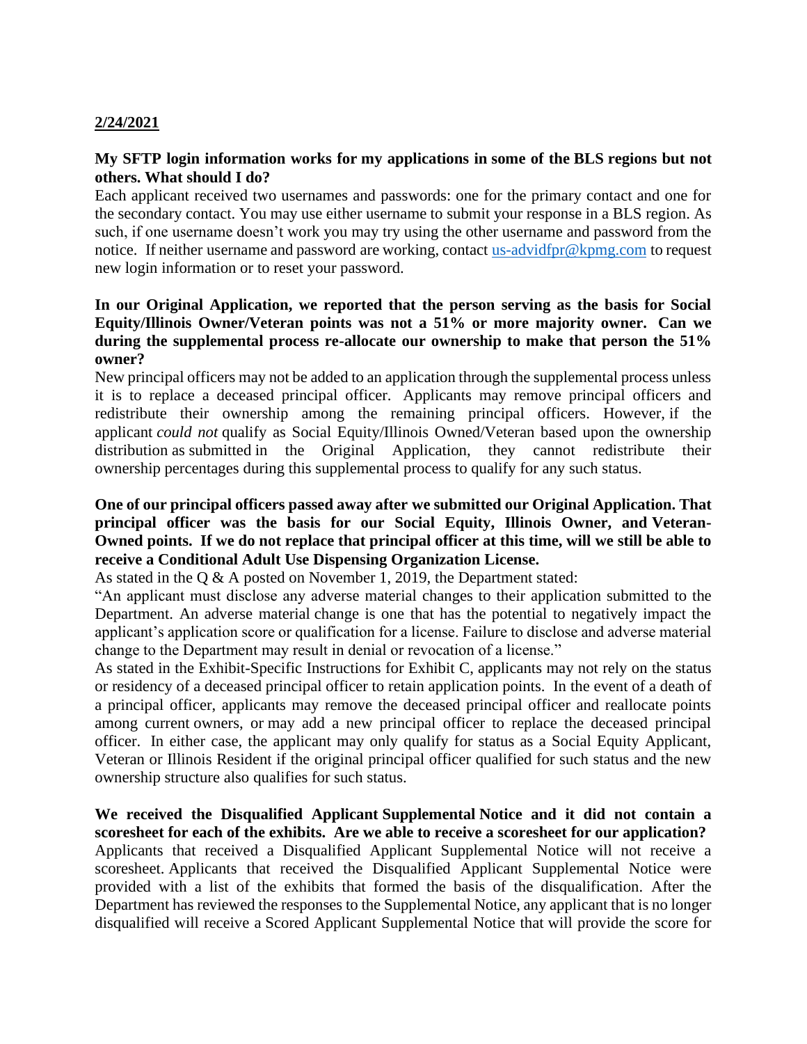**2/24/2021**

**My SFTP login information works for my applications in some of the BLS regions but not others. What should I do?**

Each applicant received two usernames and passwords: one for the primary contact and one for the secondary contact. You may use either username to submit your response in a BLS region. As such, if one username doesn't work you may try using the other username and password from the notice. If neither username and password are working, contact [us-advidfpr@kpmg.com](mailto:us-advidfpr@kpmg.com) to request new login information or to reset your password.

**In our Original Application, we reported that the person serving as the basis for Social Equity/Illinois Owner/Veteran points was not a 51% or more majority owner. Can we during the supplemental process re-allocate our ownership to make that person the 51% owner?**

New principal officers may not be added to an application through the supplemental process unless it is to replace a deceased principal officer. Applicants may remove principal officers and redistribute their ownership among the remaining principal officers. However, if the applicant *could not* qualify as Social Equity/Illinois Owned/Veteran based upon the ownership distribution as submitted in the Original Application, they cannot redistribute their ownership percentages during this supplemental process to qualify for any such status.

**One of our principal officers passed away after we submitted our Original Application. That principal officer was the basis for our Social Equity, Illinois Owner, and Veteran-Owned points. If we do not replace that principal officer at this time, will we still be able to receive a Conditional Adult Use Dispensing Organization License.**

As stated in the Q & A posted on November 1, 2019, the Department stated:

"An applicant must disclose any adverse material changes to their application submitted to the Department. An adverse material change is one that has the potential to negatively impact the applicant's application score or qualification for a license. Failure to disclose and adverse material change to the Department may result in denial or revocation of a license."

As stated in the Exhibit-Specific Instructions for Exhibit C, applicants may not rely on the status or residency of a deceased principal officer to retain application points. In the event of a death of a principal officer, applicants may remove the deceased principal officer and reallocate points among current owners, or may add a new principal officer to replace the deceased principal officer. In either case, the applicant may only qualify for status as a Social Equity Applicant, Veteran or Illinois Resident if the original principal officer qualified for such status and the new ownership structure also qualifies for such status.

**We received the Disqualified Applicant Supplemental Notice and it did not contain a scoresheet for each of the exhibits. Are we able to receive a scoresheet for our application?**

Applicants that received a Disqualified Applicant Supplemental Notice will not receive a scoresheet. Applicants that received the Disqualified Applicant Supplemental Notice were provided with a list of the exhibits that formed the basis of the disqualification. After the Department has reviewed the responses to the Supplemental Notice, any applicant that is no longer disqualified will receive a Scored Applicant Supplemental Notice that will provide the score for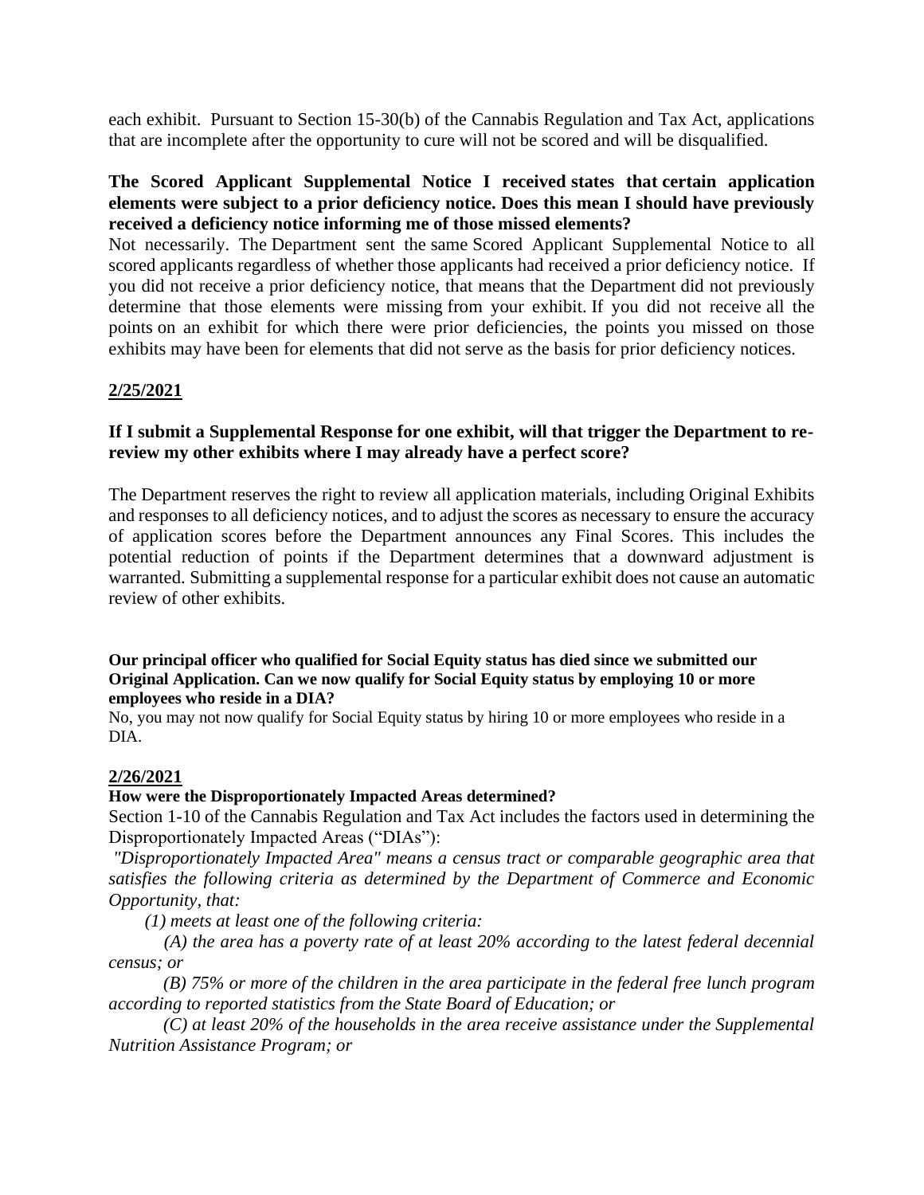each exhibit. Pursuant to Section 15-30(b) of the Cannabis Regulation and Tax Act, applications that are incomplete after the opportunity to cure will not be scored and will be disqualified.

**The Scored Applicant Supplemental Notice I received states that certain application elements were subject to a prior deficiency notice. Does this mean I should have previously received a deficiency notice informing me of those missed elements?**

Not necessarily. The Department sent the same Scored Applicant Supplemental Notice to all scored applicants regardless of whether those applicants had received a prior deficiency notice. If you did not receive a prior deficiency notice, that means that the Department did not previously determine that those elements were missing from your exhibit. If you did not receive all the points on an exhibit for which there were prior deficiencies, the points you missed on those exhibits may have been for elements that did not serve as the basis for prior deficiency notices.

## 2/25/2021

**If I submit a Supplemental Response for one exhibit, will that trigger the Department to re-review my other exhibits where I may already have a perfect score?**

The Department reserves the right to review all application materials, including Original Exhibits and responses to all deficiency notices, and to adjust the scores as necessary to ensure the accuracy of application scores before the Department announces any Final Scores. This includes the potential reduction of points if the Department determines that a downward adjustment is warranted. Submitting a supplemental response for a particular exhibit does not cause an automatic review of other exhibits.

**Our principal officer who qualified for Social Equity status has died since we submitted our Original Application. Can we now qualify for Social Equity status by employing 10 or more employees who reside in a DIA?**

No, you may not now qualify for Social Equity status by hiring 10 or more employees who reside in a DIA.

## 2/26/2021

**How were the Disproportionately Impacted Areas determined?**

Section 1-10 of the Cannabis Regulation and Tax Act includes the factors used in determining the Disproportionately Impacted Areas ("DIAs"):

*"Disproportionately Impacted Area" means a census tract or comparable geographic area that satisfies the following criteria as determined by the Department of Commerce and Economic Opportunity, that:*

*(1) meets at least one of the following criteria:*

*(A) the area has a poverty rate of at least 20% according to the latest federal decennial census; or*

*(B) 75% or more of the children in the area participate in the federal free lunch program according to reported statistics from the State Board of Education; or*

*(C) at least 20% of the households in the area receive assistance under the Supplemental Nutrition Assistance Program; or*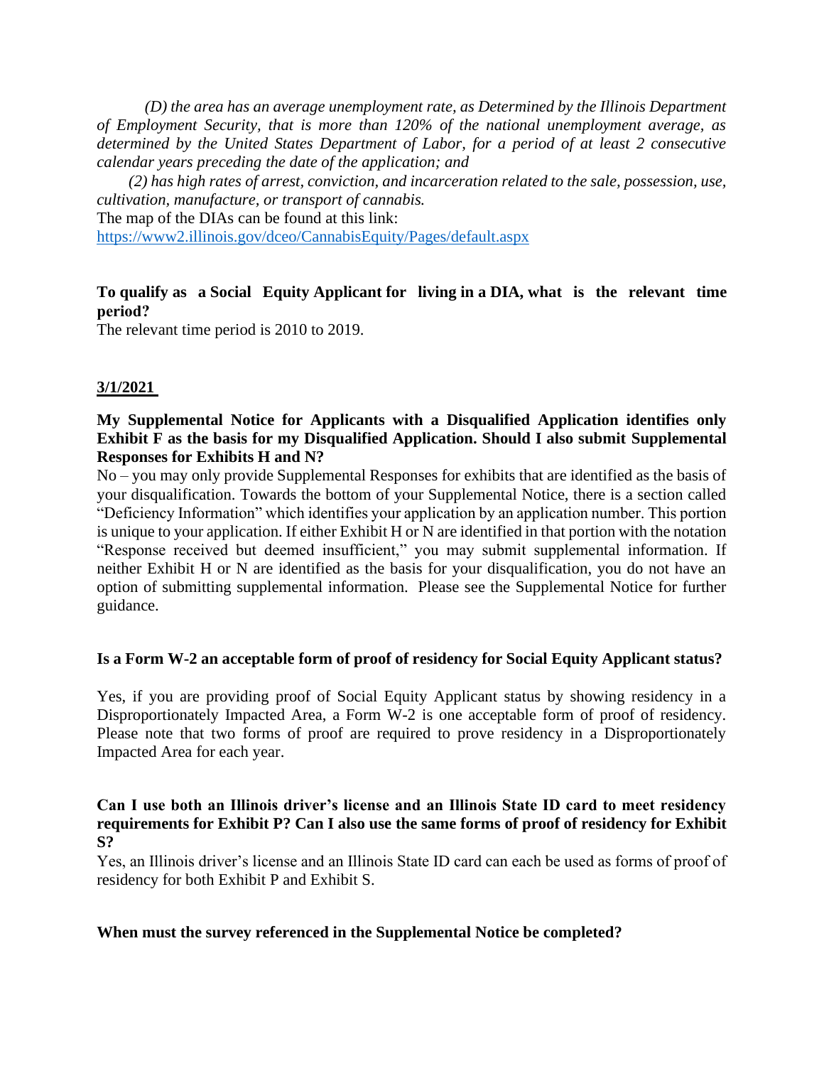*(D) the area has an average unemployment rate, as Determined by the Illinois Department of Employment Security, that is more than 120% of the national unemployment average, as determined by the United States Department of Labor, for a period of at least 2 consecutive calendar years preceding the date of the application; and*

*(2) has high rates of arrest, conviction, and incarceration related to the sale, possession, use, cultivation, manufacture, or transport of cannabis.*

The map of the DIAs can be found at this link:
https://www2.illinois.gov/dceo/CannabisEquity/Pages/default.aspx

**To qualify as a Social Equity Applicant for living in a DIA, what is the relevant time period?**

The relevant time period is 2010 to 2019.

**3/1/2021**

**My Supplemental Notice for Applicants with a Disqualified Application identifies only Exhibit F as the basis for my Disqualified Application. Should I also submit Supplemental Responses for Exhibits H and N?**

No – you may only provide Supplemental Responses for exhibits that are identified as the basis of your disqualification. Towards the bottom of your Supplemental Notice, there is a section called "Deficiency Information" which identifies your application by an application number. This portion is unique to your application. If either Exhibit H or N are identified in that portion with the notation "Response received but deemed insufficient," you may submit supplemental information. If neither Exhibit H or N are identified as the basis for your disqualification, you do not have an option of submitting supplemental information. Please see the Supplemental Notice for further guidance.

**Is a Form W-2 an acceptable form of proof of residency for Social Equity Applicant status?**

Yes, if you are providing proof of Social Equity Applicant status by showing residency in a Disproportionately Impacted Area, a Form W-2 is one acceptable form of proof of residency. Please note that two forms of proof are required to prove residency in a Disproportionately Impacted Area for each year.

**Can I use both an Illinois driver's license and an Illinois State ID card to meet residency requirements for Exhibit P? Can I also use the same forms of proof of residency for Exhibit S?**

Yes, an Illinois driver's license and an Illinois State ID card can each be used as forms of proof of residency for both Exhibit P and Exhibit S.

**When must the survey referenced in the Supplemental Notice be completed?**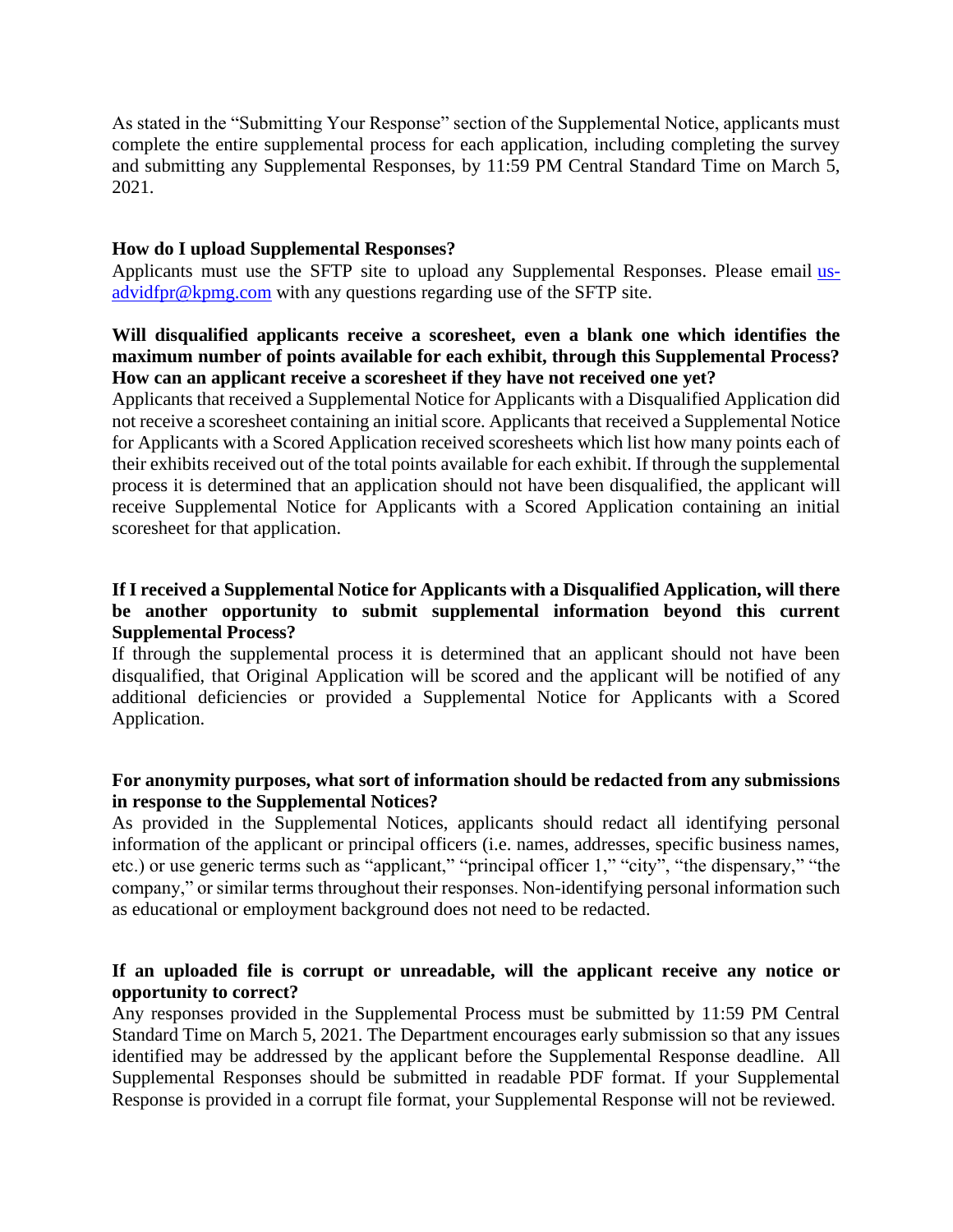As stated in the "Submitting Your Response" section of the Supplemental Notice, applicants must complete the entire supplemental process for each application, including completing the survey and submitting any Supplemental Responses, by 11:59 PM Central Standard Time on March 5, 2021.

**How do I upload Supplemental Responses?**

Applicants must use the SFTP site to upload any Supplemental Responses. Please email [us-advidfpr@kpmg.com](mailto:us-advidfpr@kpmg.com) with any questions regarding use of the SFTP site.

**Will disqualified applicants receive a scoresheet, even a blank one which identifies the maximum number of points available for each exhibit, through this Supplemental Process? How can an applicant receive a scoresheet if they have not received one yet?**

Applicants that received a Supplemental Notice for Applicants with a Disqualified Application did not receive a scoresheet containing an initial score. Applicants that received a Supplemental Notice for Applicants with a Scored Application received scoresheets which list how many points each of their exhibits received out of the total points available for each exhibit. If through the supplemental process it is determined that an application should not have been disqualified, the applicant will receive Supplemental Notice for Applicants with a Scored Application containing an initial scoresheet for that application.

**If I received a Supplemental Notice for Applicants with a Disqualified Application, will there be another opportunity to submit supplemental information beyond this current Supplemental Process?**

If through the supplemental process it is determined that an applicant should not have been disqualified, that Original Application will be scored and the applicant will be notified of any additional deficiencies or provided a Supplemental Notice for Applicants with a Scored Application.

**For anonymity purposes, what sort of information should be redacted from any submissions in response to the Supplemental Notices?**

As provided in the Supplemental Notices, applicants should redact all identifying personal information of the applicant or principal officers (i.e. names, addresses, specific business names, etc.) or use generic terms such as "applicant," "principal officer 1," "city", "the dispensary," "the company," or similar terms throughout their responses. Non-identifying personal information such as educational or employment background does not need to be redacted.

**If an uploaded file is corrupt or unreadable, will the applicant receive any notice or opportunity to correct?**

Any responses provided in the Supplemental Process must be submitted by 11:59 PM Central Standard Time on March 5, 2021. The Department encourages early submission so that any issues identified may be addressed by the applicant before the Supplemental Response deadline. All Supplemental Responses should be submitted in readable PDF format. If your Supplemental Response is provided in a corrupt file format, your Supplemental Response will not be reviewed.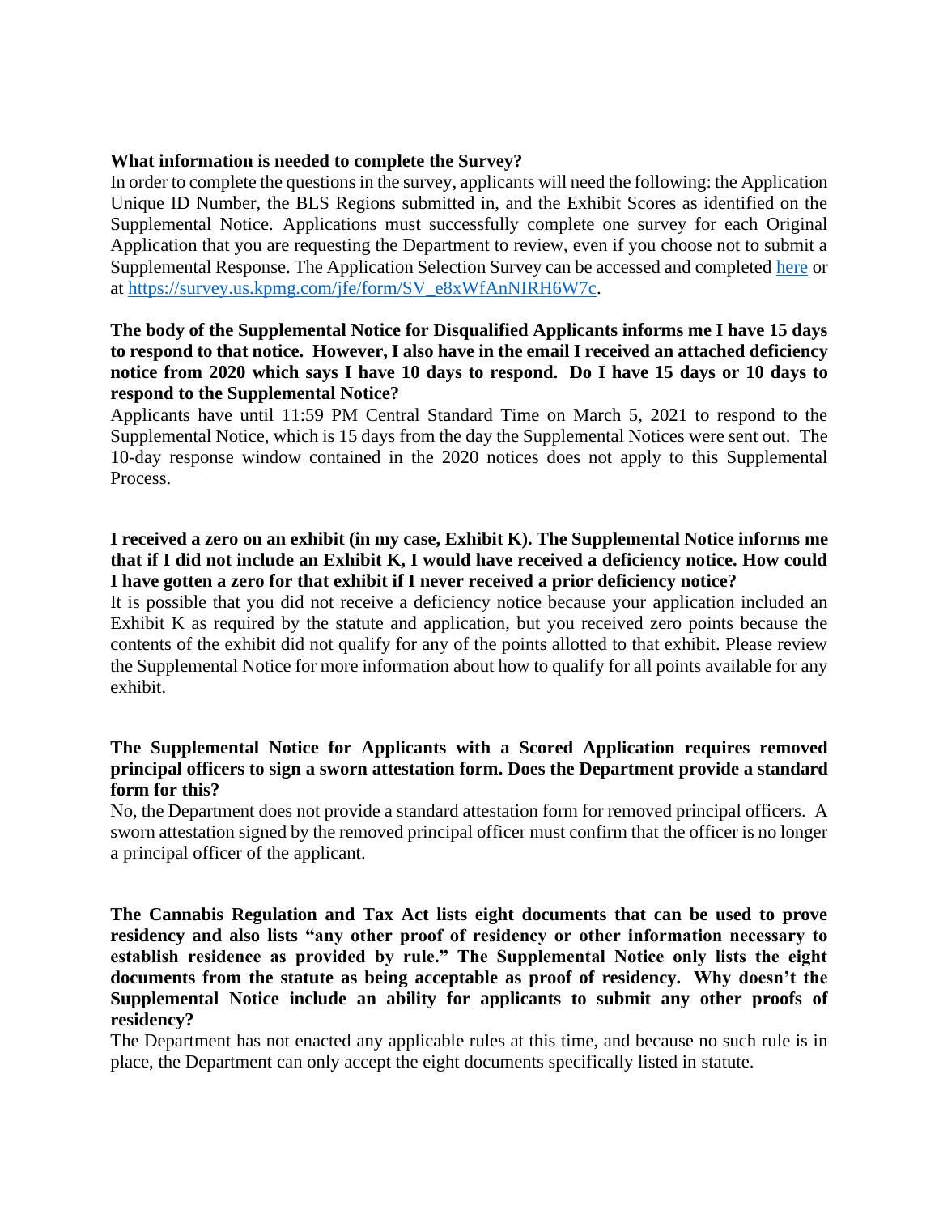**What information is needed to complete the Survey?**

In order to complete the questions in the survey, applicants will need the following: the Application Unique ID Number, the BLS Regions submitted in, and the Exhibit Scores as identified on the Supplemental Notice. Applications must successfully complete one survey for each Original Application that you are requesting the Department to review, even if you choose not to submit a Supplemental Response. The Application Selection Survey can be accessed and completed [here](https://survey.us.kpmg.com/jfe/form/SV_e8xWfAnNIRH6W7c) or at https://survey.us.kpmg.com/jfe/form/SV_e8xWfAnNIRH6W7c.

**The body of the Supplemental Notice for Disqualified Applicants informs me I have 15 days to respond to that notice. However, I also have in the email I received an attached deficiency notice from 2020 which says I have 10 days to respond. Do I have 15 days or 10 days to respond to the Supplemental Notice?**

Applicants have until 11:59 PM Central Standard Time on March 5, 2021 to respond to the Supplemental Notice, which is 15 days from the day the Supplemental Notices were sent out. The 10-day response window contained in the 2020 notices does not apply to this Supplemental Process.

**I received a zero on an exhibit (in my case, Exhibit K). The Supplemental Notice informs me that if I did not include an Exhibit K, I would have received a deficiency notice. How could I have gotten a zero for that exhibit if I never received a prior deficiency notice?**

It is possible that you did not receive a deficiency notice because your application included an Exhibit K as required by the statute and application, but you received zero points because the contents of the exhibit did not qualify for any of the points allotted to that exhibit. Please review the Supplemental Notice for more information about how to qualify for all points available for any exhibit.

**The Supplemental Notice for Applicants with a Scored Application requires removed principal officers to sign a sworn attestation form. Does the Department provide a standard form for this?**

No, the Department does not provide a standard attestation form for removed principal officers. A sworn attestation signed by the removed principal officer must confirm that the officer is no longer a principal officer of the applicant.

**The Cannabis Regulation and Tax Act lists eight documents that can be used to prove residency and also lists "any other proof of residency or other information necessary to establish residence as provided by rule." The Supplemental Notice only lists the eight documents from the statute as being acceptable as proof of residency. Why doesn't the Supplemental Notice include an ability for applicants to submit any other proofs of residency?**

The Department has not enacted any applicable rules at this time, and because no such rule is in place, the Department can only accept the eight documents specifically listed in statute.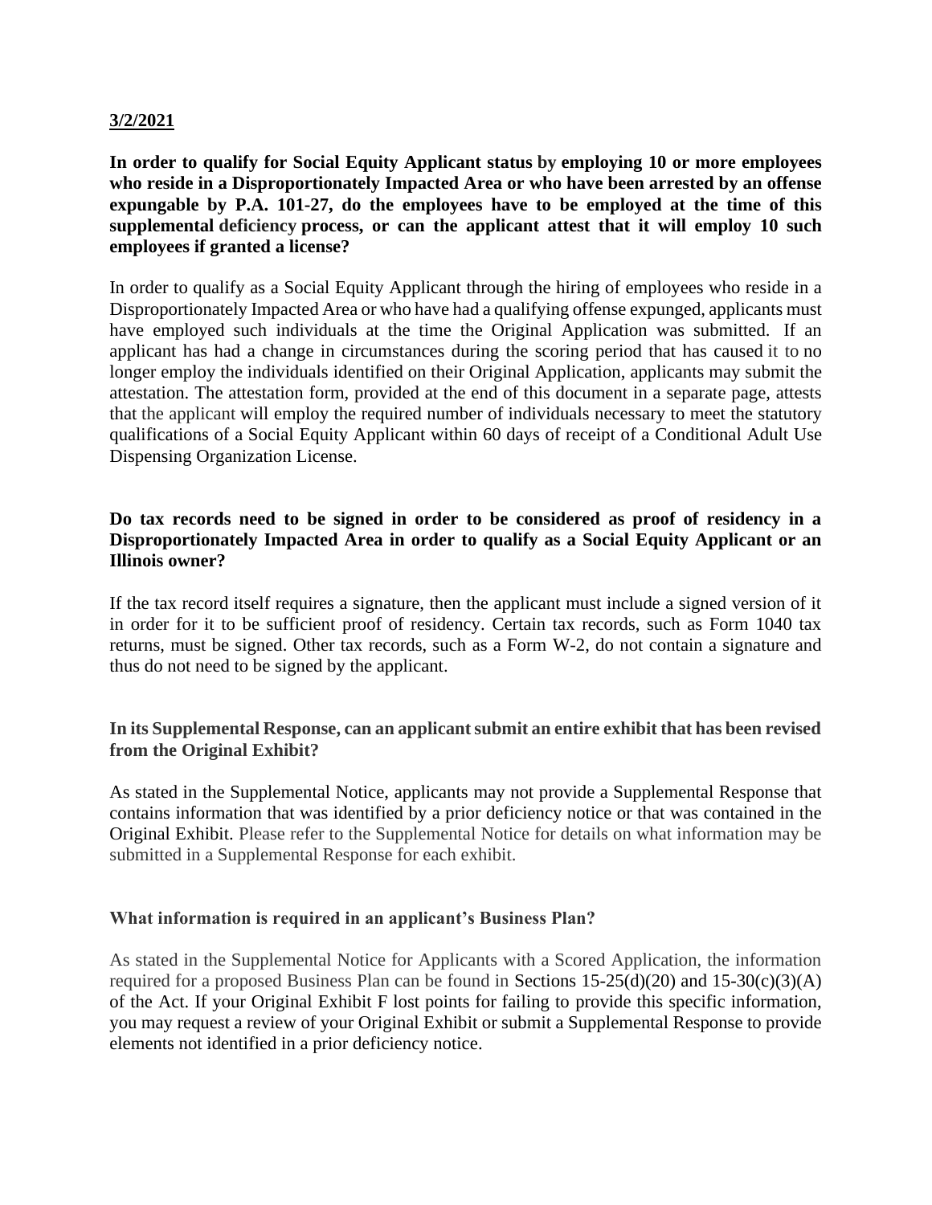**3/2/2021**

**In order to qualify for Social Equity Applicant status by employing 10 or more employees who reside in a Disproportionately Impacted Area or who have been arrested by an offense expungable by P.A. 101-27, do the employees have to be employed at the time of this supplemental deficiency process, or can the applicant attest that it will employ 10 such employees if granted a license?**

In order to qualify as a Social Equity Applicant through the hiring of employees who reside in a Disproportionately Impacted Area or who have had a qualifying offense expunged, applicants must have employed such individuals at the time the Original Application was submitted. If an applicant has had a change in circumstances during the scoring period that has caused it to no longer employ the individuals identified on their Original Application, applicants may submit the attestation. The attestation form, provided at the end of this document in a separate page, attests that the applicant will employ the required number of individuals necessary to meet the statutory qualifications of a Social Equity Applicant within 60 days of receipt of a Conditional Adult Use Dispensing Organization License.

**Do tax records need to be signed in order to be considered as proof of residency in a Disproportionately Impacted Area in order to qualify as a Social Equity Applicant or an Illinois owner?**

If the tax record itself requires a signature, then the applicant must include a signed version of it in order for it to be sufficient proof of residency. Certain tax records, such as Form 1040 tax returns, must be signed. Other tax records, such as a Form W-2, do not contain a signature and thus do not need to be signed by the applicant.

**In its Supplemental Response, can an applicant submit an entire exhibit that has been revised from the Original Exhibit?**

As stated in the Supplemental Notice, applicants may not provide a Supplemental Response that contains information that was identified by a prior deficiency notice or that was contained in the Original Exhibit. Please refer to the Supplemental Notice for details on what information may be submitted in a Supplemental Response for each exhibit.

**What information is required in an applicant's Business Plan?**

As stated in the Supplemental Notice for Applicants with a Scored Application, the information required for a proposed Business Plan can be found in Sections 15-25(d)(20) and 15-30(c)(3)(A) of the Act. If your Original Exhibit F lost points for failing to provide this specific information, you may request a review of your Original Exhibit or submit a Supplemental Response to provide elements not identified in a prior deficiency notice.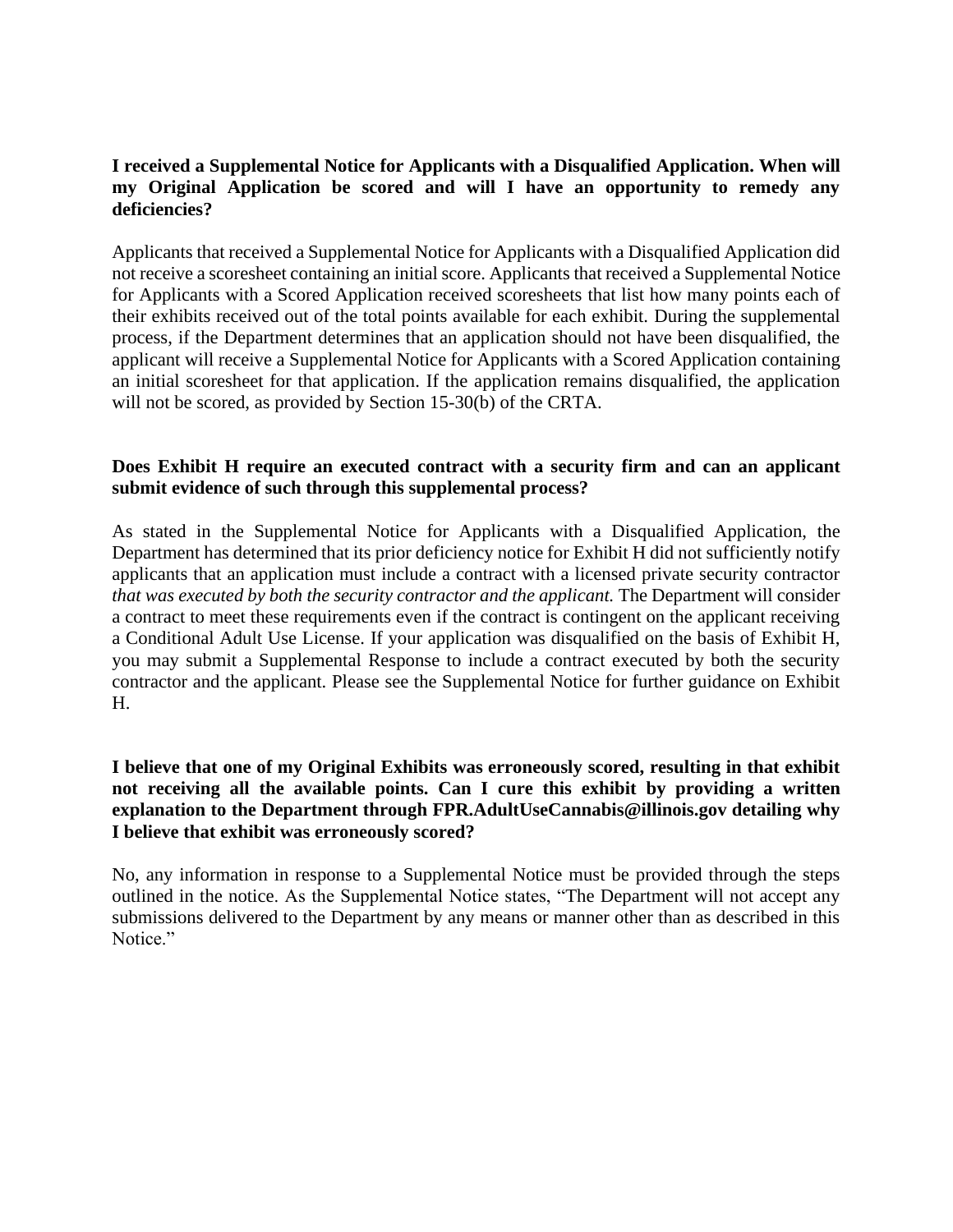**I received a Supplemental Notice for Applicants with a Disqualified Application. When will my Original Application be scored and will I have an opportunity to remedy any deficiencies?**

Applicants that received a Supplemental Notice for Applicants with a Disqualified Application did not receive a scoresheet containing an initial score. Applicants that received a Supplemental Notice for Applicants with a Scored Application received scoresheets that list how many points each of their exhibits received out of the total points available for each exhibit. During the supplemental process, if the Department determines that an application should not have been disqualified, the applicant will receive a Supplemental Notice for Applicants with a Scored Application containing an initial scoresheet for that application. If the application remains disqualified, the application will not be scored, as provided by Section 15-30(b) of the CRTA.

**Does Exhibit H require an executed contract with a security firm and can an applicant submit evidence of such through this supplemental process?**

As stated in the Supplemental Notice for Applicants with a Disqualified Application, the Department has determined that its prior deficiency notice for Exhibit H did not sufficiently notify applicants that an application must include a contract with a licensed private security contractor *that was executed by both the security contractor and the applicant.* The Department will consider a contract to meet these requirements even if the contract is contingent on the applicant receiving a Conditional Adult Use License. If your application was disqualified on the basis of Exhibit H, you may submit a Supplemental Response to include a contract executed by both the security contractor and the applicant. Please see the Supplemental Notice for further guidance on Exhibit H.

**I believe that one of my Original Exhibits was erroneously scored, resulting in that exhibit not receiving all the available points. Can I cure this exhibit by providing a written explanation to the Department through FPR.AdultUseCannabis@illinois.gov detailing why I believe that exhibit was erroneously scored?**

No, any information in response to a Supplemental Notice must be provided through the steps outlined in the notice. As the Supplemental Notice states, "The Department will not accept any submissions delivered to the Department by any means or manner other than as described in this Notice."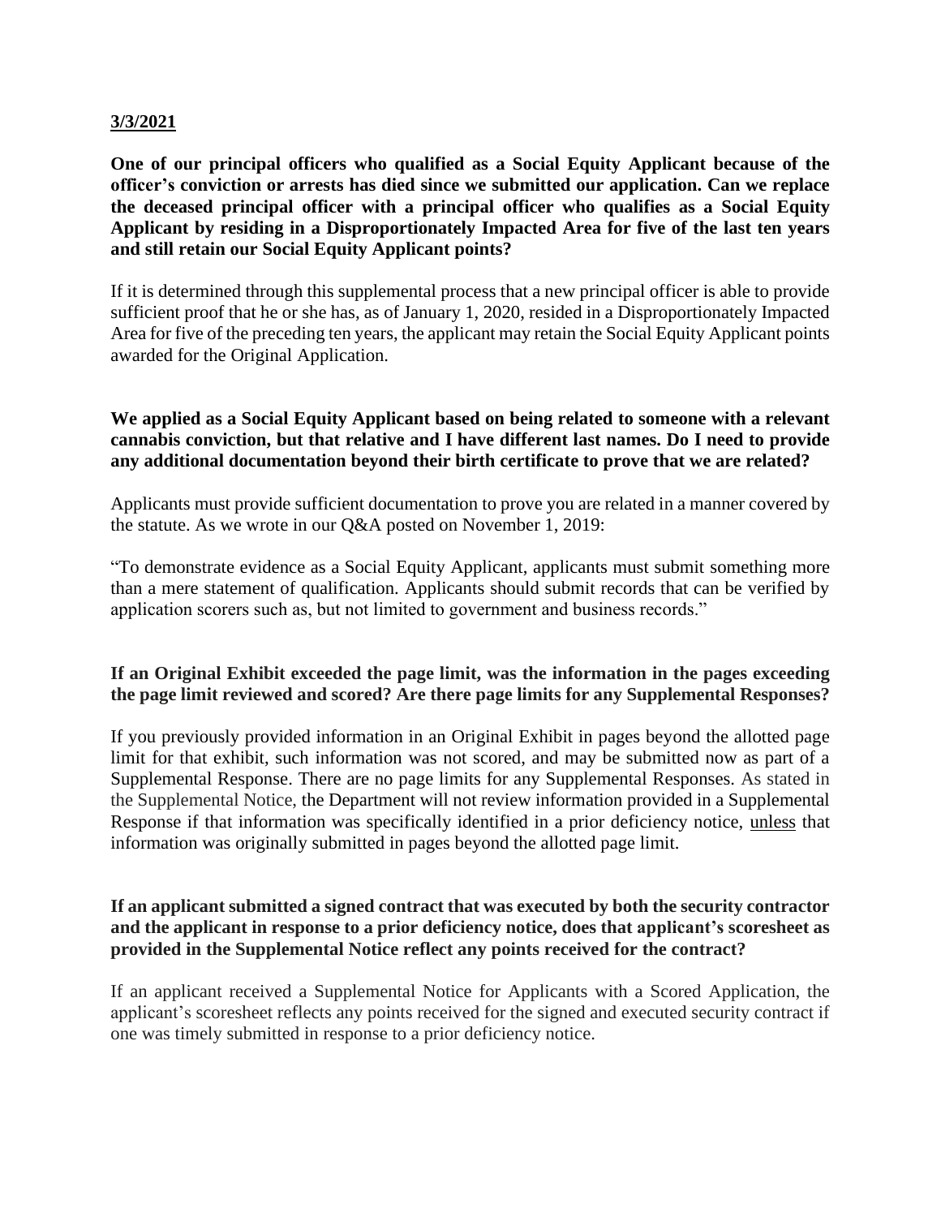**3/3/2021**

**One of our principal officers who qualified as a Social Equity Applicant because of the officer's conviction or arrests has died since we submitted our application. Can we replace the deceased principal officer with a principal officer who qualifies as a Social Equity Applicant by residing in a Disproportionately Impacted Area for five of the last ten years and still retain our Social Equity Applicant points?**

If it is determined through this supplemental process that a new principal officer is able to provide sufficient proof that he or she has, as of January 1, 2020, resided in a Disproportionately Impacted Area for five of the preceding ten years, the applicant may retain the Social Equity Applicant points awarded for the Original Application.

**We applied as a Social Equity Applicant based on being related to someone with a relevant cannabis conviction, but that relative and I have different last names. Do I need to provide any additional documentation beyond their birth certificate to prove that we are related?**

Applicants must provide sufficient documentation to prove you are related in a manner covered by the statute. As we wrote in our Q&A posted on November 1, 2019:

"To demonstrate evidence as a Social Equity Applicant, applicants must submit something more than a mere statement of qualification. Applicants should submit records that can be verified by application scorers such as, but not limited to government and business records."

**If an Original Exhibit exceeded the page limit, was the information in the pages exceeding the page limit reviewed and scored? Are there page limits for any Supplemental Responses?**

If you previously provided information in an Original Exhibit in pages beyond the allotted page limit for that exhibit, such information was not scored, and may be submitted now as part of a Supplemental Response. There are no page limits for any Supplemental Responses. As stated in the Supplemental Notice, the Department will not review information provided in a Supplemental Response if that information was specifically identified in a prior deficiency notice, <u>unless</u> that information was originally submitted in pages beyond the allotted page limit.

**If an applicant submitted a signed contract that was executed by both the security contractor and the applicant in response to a prior deficiency notice, does that applicant's scoresheet as provided in the Supplemental Notice reflect any points received for the contract?**

If an applicant received a Supplemental Notice for Applicants with a Scored Application, the applicant's scoresheet reflects any points received for the signed and executed security contract if one was timely submitted in response to a prior deficiency notice.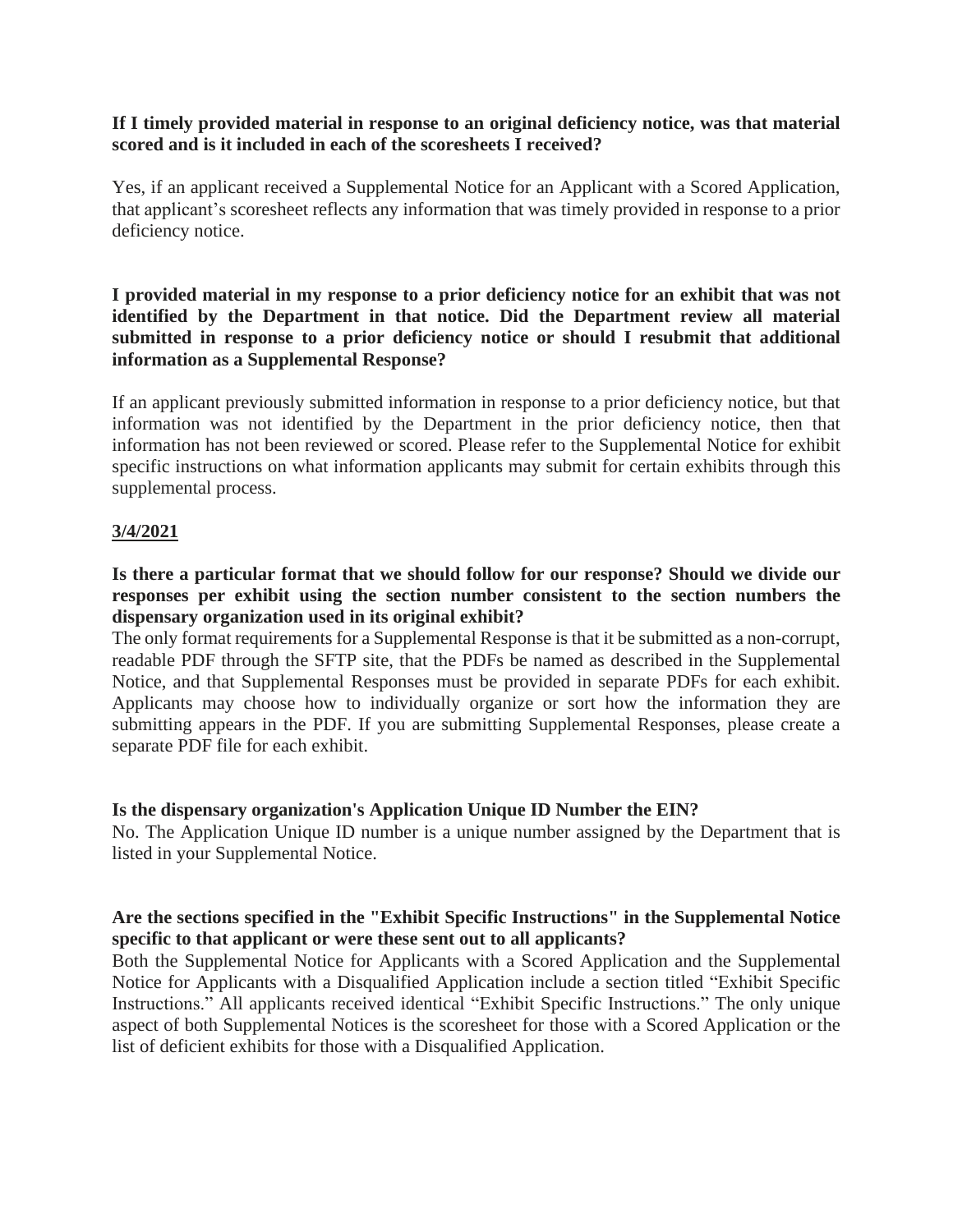**If I timely provided material in response to an original deficiency notice, was that material scored and is it included in each of the scoresheets I received?**

Yes, if an applicant received a Supplemental Notice for an Applicant with a Scored Application, that applicant's scoresheet reflects any information that was timely provided in response to a prior deficiency notice.

**I provided material in my response to a prior deficiency notice for an exhibit that was not identified by the Department in that notice. Did the Department review all material submitted in response to a prior deficiency notice or should I resubmit that additional information as a Supplemental Response?**

If an applicant previously submitted information in response to a prior deficiency notice, but that information was not identified by the Department in the prior deficiency notice, then that information has not been reviewed or scored. Please refer to the Supplemental Notice for exhibit specific instructions on what information applicants may submit for certain exhibits through this supplemental process.

**3/4/2021**

**Is there a particular format that we should follow for our response? Should we divide our responses per exhibit using the section number consistent to the section numbers the dispensary organization used in its original exhibit?**

The only format requirements for a Supplemental Response is that it be submitted as a non-corrupt, readable PDF through the SFTP site, that the PDFs be named as described in the Supplemental Notice, and that Supplemental Responses must be provided in separate PDFs for each exhibit. Applicants may choose how to individually organize or sort how the information they are submitting appears in the PDF. If you are submitting Supplemental Responses, please create a separate PDF file for each exhibit.

**Is the dispensary organization's Application Unique ID Number the EIN?**

No. The Application Unique ID number is a unique number assigned by the Department that is listed in your Supplemental Notice.

**Are the sections specified in the "Exhibit Specific Instructions" in the Supplemental Notice specific to that applicant or were these sent out to all applicants?**

Both the Supplemental Notice for Applicants with a Scored Application and the Supplemental Notice for Applicants with a Disqualified Application include a section titled "Exhibit Specific Instructions." All applicants received identical "Exhibit Specific Instructions." The only unique aspect of both Supplemental Notices is the scoresheet for those with a Scored Application or the list of deficient exhibits for those with a Disqualified Application.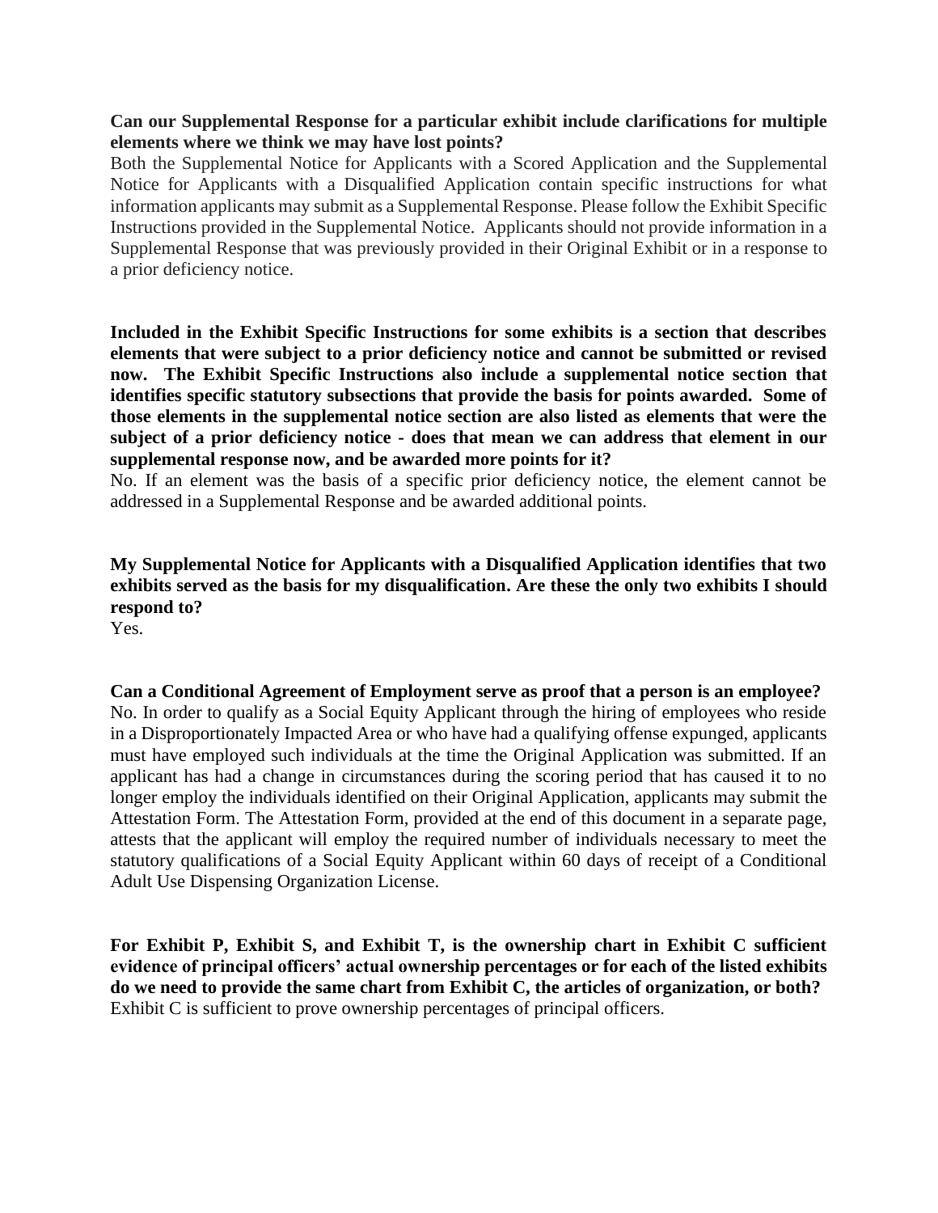**Can our Supplemental Response for a particular exhibit include clarifications for multiple elements where we think we may have lost points?**

Both the Supplemental Notice for Applicants with a Scored Application and the Supplemental Notice for Applicants with a Disqualified Application contain specific instructions for what information applicants may submit as a Supplemental Response. Please follow the Exhibit Specific Instructions provided in the Supplemental Notice. Applicants should not provide information in a Supplemental Response that was previously provided in their Original Exhibit or in a response to a prior deficiency notice.

**Included in the Exhibit Specific Instructions for some exhibits is a section that describes elements that were subject to a prior deficiency notice and cannot be submitted or revised now. The Exhibit Specific Instructions also include a supplemental notice section that identifies specific statutory subsections that provide the basis for points awarded. Some of those elements in the supplemental notice section are also listed as elements that were the subject of a prior deficiency notice - does that mean we can address that element in our supplemental response now, and be awarded more points for it?**

No. If an element was the basis of a specific prior deficiency notice, the element cannot be addressed in a Supplemental Response and be awarded additional points.

**My Supplemental Notice for Applicants with a Disqualified Application identifies that two exhibits served as the basis for my disqualification. Are these the only two exhibits I should respond to?**

Yes.

**Can a Conditional Agreement of Employment serve as proof that a person is an employee?**

No. In order to qualify as a Social Equity Applicant through the hiring of employees who reside in a Disproportionately Impacted Area or who have had a qualifying offense expunged, applicants must have employed such individuals at the time the Original Application was submitted. If an applicant has had a change in circumstances during the scoring period that has caused it to no longer employ the individuals identified on their Original Application, applicants may submit the Attestation Form. The Attestation Form, provided at the end of this document in a separate page, attests that the applicant will employ the required number of individuals necessary to meet the statutory qualifications of a Social Equity Applicant within 60 days of receipt of a Conditional Adult Use Dispensing Organization License.

**For Exhibit P, Exhibit S, and Exhibit T, is the ownership chart in Exhibit C sufficient evidence of principal officers' actual ownership percentages or for each of the listed exhibits do we need to provide the same chart from Exhibit C, the articles of organization, or both?**

Exhibit C is sufficient to prove ownership percentages of principal officers.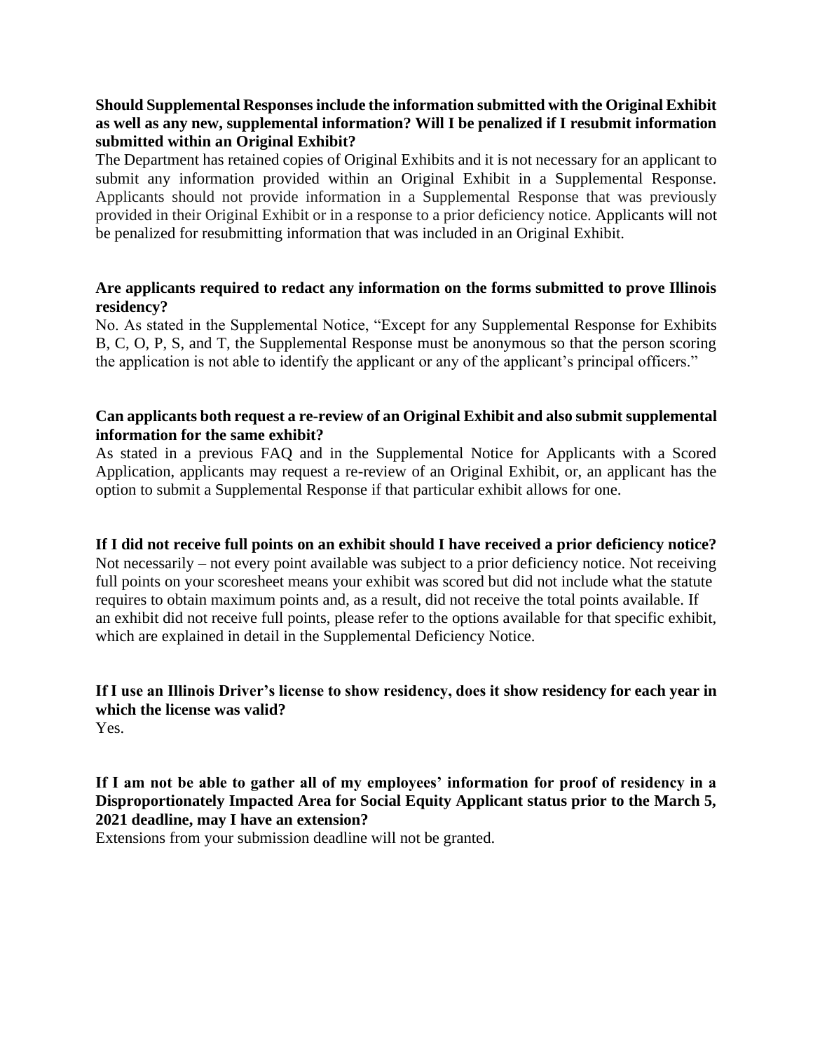**Should Supplemental Responses include the information submitted with the Original Exhibit as well as any new, supplemental information? Will I be penalized if I resubmit information submitted within an Original Exhibit?**

The Department has retained copies of Original Exhibits and it is not necessary for an applicant to submit any information provided within an Original Exhibit in a Supplemental Response. Applicants should not provide information in a Supplemental Response that was previously provided in their Original Exhibit or in a response to a prior deficiency notice. Applicants will not be penalized for resubmitting information that was included in an Original Exhibit.

**Are applicants required to redact any information on the forms submitted to prove Illinois residency?**

No. As stated in the Supplemental Notice, "Except for any Supplemental Response for Exhibits B, C, O, P, S, and T, the Supplemental Response must be anonymous so that the person scoring the application is not able to identify the applicant or any of the applicant's principal officers."

**Can applicants both request a re-review of an Original Exhibit and also submit supplemental information for the same exhibit?**

As stated in a previous FAQ and in the Supplemental Notice for Applicants with a Scored Application, applicants may request a re-review of an Original Exhibit, or, an applicant has the option to submit a Supplemental Response if that particular exhibit allows for one.

**If I did not receive full points on an exhibit should I have received a prior deficiency notice?**

Not necessarily – not every point available was subject to a prior deficiency notice. Not receiving full points on your scoresheet means your exhibit was scored but did not include what the statute requires to obtain maximum points and, as a result, did not receive the total points available. If an exhibit did not receive full points, please refer to the options available for that specific exhibit, which are explained in detail in the Supplemental Deficiency Notice.

**If I use an Illinois Driver's license to show residency, does it show residency for each year in which the license was valid?**

Yes.

**If I am not be able to gather all of my employees' information for proof of residency in a Disproportionately Impacted Area for Social Equity Applicant status prior to the March 5, 2021 deadline, may I have an extension?**

Extensions from your submission deadline will not be granted.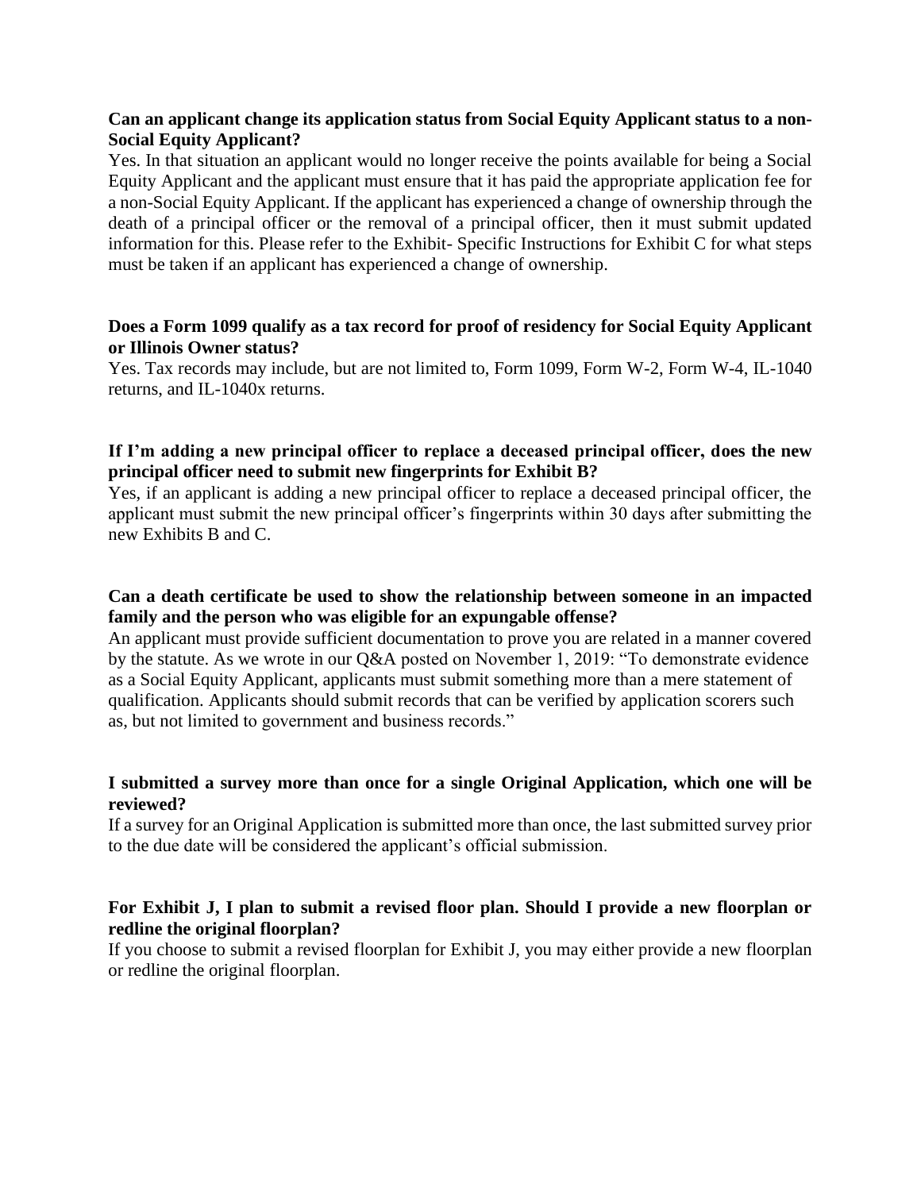**Can an applicant change its application status from Social Equity Applicant status to a non-Social Equity Applicant?**

Yes. In that situation an applicant would no longer receive the points available for being a Social Equity Applicant and the applicant must ensure that it has paid the appropriate application fee for a non-Social Equity Applicant. If the applicant has experienced a change of ownership through the death of a principal officer or the removal of a principal officer, then it must submit updated information for this. Please refer to the Exhibit- Specific Instructions for Exhibit C for what steps must be taken if an applicant has experienced a change of ownership.

**Does a Form 1099 qualify as a tax record for proof of residency for Social Equity Applicant or Illinois Owner status?**

Yes. Tax records may include, but are not limited to, Form 1099, Form W-2, Form W-4, IL-1040 returns, and IL-1040x returns.

**If I'm adding a new principal officer to replace a deceased principal officer, does the new principal officer need to submit new fingerprints for Exhibit B?**

Yes, if an applicant is adding a new principal officer to replace a deceased principal officer, the applicant must submit the new principal officer's fingerprints within 30 days after submitting the new Exhibits B and C.

**Can a death certificate be used to show the relationship between someone in an impacted family and the person who was eligible for an expungable offense?**

An applicant must provide sufficient documentation to prove you are related in a manner covered by the statute. As we wrote in our Q&A posted on November 1, 2019: "To demonstrate evidence as a Social Equity Applicant, applicants must submit something more than a mere statement of qualification. Applicants should submit records that can be verified by application scorers such as, but not limited to government and business records."

**I submitted a survey more than once for a single Original Application, which one will be reviewed?**

If a survey for an Original Application is submitted more than once, the last submitted survey prior to the due date will be considered the applicant's official submission.

**For Exhibit J, I plan to submit a revised floor plan. Should I provide a new floorplan or redline the original floorplan?**

If you choose to submit a revised floorplan for Exhibit J, you may either provide a new floorplan or redline the original floorplan.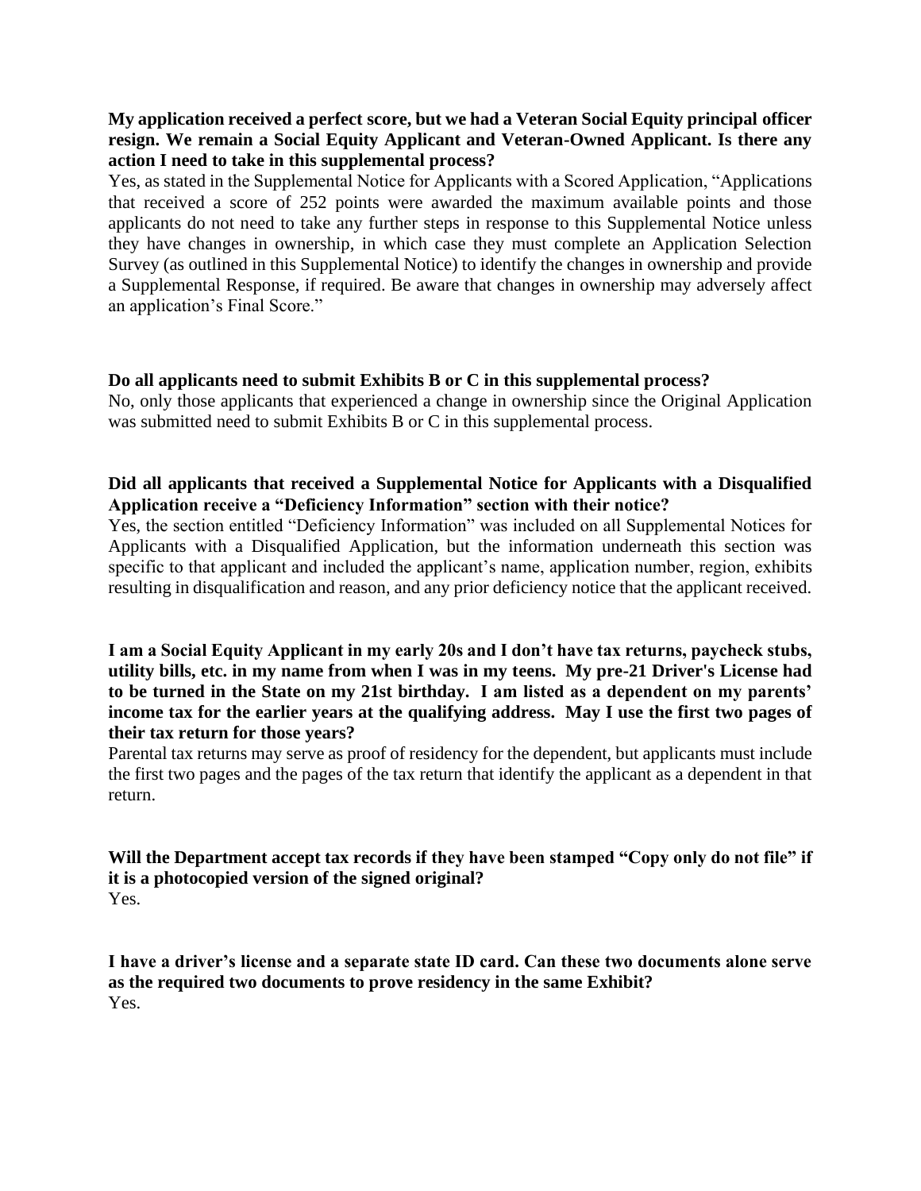**My application received a perfect score, but we had a Veteran Social Equity principal officer resign. We remain a Social Equity Applicant and Veteran-Owned Applicant. Is there any action I need to take in this supplemental process?**

Yes, as stated in the Supplemental Notice for Applicants with a Scored Application, "Applications that received a score of 252 points were awarded the maximum available points and those applicants do not need to take any further steps in response to this Supplemental Notice unless they have changes in ownership, in which case they must complete an Application Selection Survey (as outlined in this Supplemental Notice) to identify the changes in ownership and provide a Supplemental Response, if required. Be aware that changes in ownership may adversely affect an application's Final Score."

**Do all applicants need to submit Exhibits B or C in this supplemental process?**

No, only those applicants that experienced a change in ownership since the Original Application was submitted need to submit Exhibits B or C in this supplemental process.

**Did all applicants that received a Supplemental Notice for Applicants with a Disqualified Application receive a "Deficiency Information" section with their notice?**

Yes, the section entitled "Deficiency Information" was included on all Supplemental Notices for Applicants with a Disqualified Application, but the information underneath this section was specific to that applicant and included the applicant's name, application number, region, exhibits resulting in disqualification and reason, and any prior deficiency notice that the applicant received.

**I am a Social Equity Applicant in my early 20s and I don't have tax returns, paycheck stubs, utility bills, etc. in my name from when I was in my teens. My pre-21 Driver's License had to be turned in the State on my 21st birthday. I am listed as a dependent on my parents' income tax for the earlier years at the qualifying address. May I use the first two pages of their tax return for those years?**

Parental tax returns may serve as proof of residency for the dependent, but applicants must include the first two pages and the pages of the tax return that identify the applicant as a dependent in that return.

**Will the Department accept tax records if they have been stamped "Copy only do not file" if it is a photocopied version of the signed original?**

Yes.

**I have a driver's license and a separate state ID card. Can these two documents alone serve as the required two documents to prove residency in the same Exhibit?**

Yes.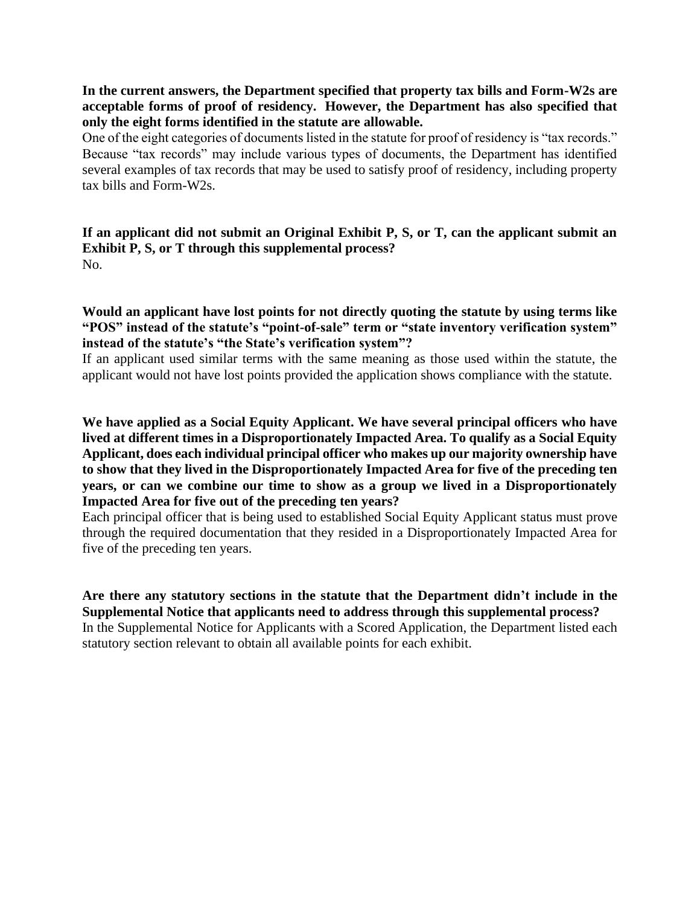**In the current answers, the Department specified that property tax bills and Form-W2s are acceptable forms of proof of residency. However, the Department has also specified that only the eight forms identified in the statute are allowable.**

One of the eight categories of documents listed in the statute for proof of residency is "tax records." Because "tax records" may include various types of documents, the Department has identified several examples of tax records that may be used to satisfy proof of residency, including property tax bills and Form-W2s.

**If an applicant did not submit an Original Exhibit P, S, or T, can the applicant submit an Exhibit P, S, or T through this supplemental process?**

No.

**Would an applicant have lost points for not directly quoting the statute by using terms like "POS" instead of the statute's "point-of-sale" term or "state inventory verification system" instead of the statute's "the State's verification system"?**

If an applicant used similar terms with the same meaning as those used within the statute, the applicant would not have lost points provided the application shows compliance with the statute.

**We have applied as a Social Equity Applicant. We have several principal officers who have lived at different times in a Disproportionately Impacted Area. To qualify as a Social Equity Applicant, does each individual principal officer who makes up our majority ownership have to show that they lived in the Disproportionately Impacted Area for five of the preceding ten years, or can we combine our time to show as a group we lived in a Disproportionately Impacted Area for five out of the preceding ten years?**

Each principal officer that is being used to established Social Equity Applicant status must prove through the required documentation that they resided in a Disproportionately Impacted Area for five of the preceding ten years.

**Are there any statutory sections in the statute that the Department didn't include in the Supplemental Notice that applicants need to address through this supplemental process?**

In the Supplemental Notice for Applicants with a Scored Application, the Department listed each statutory section relevant to obtain all available points for each exhibit.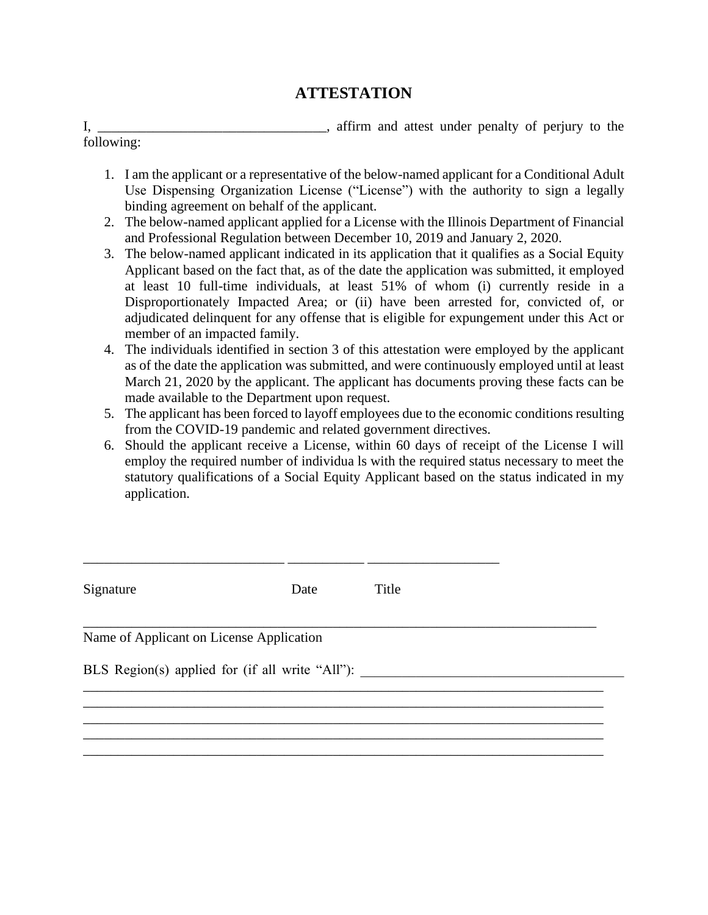# ATTESTATION

I, ________________________________, affirm and attest under penalty of perjury to the following:

1. I am the applicant or a representative of the below-named applicant for a Conditional Adult Use Dispensing Organization License ("License") with the authority to sign a legally binding agreement on behalf of the applicant.
2. The below-named applicant applied for a License with the Illinois Department of Financial and Professional Regulation between December 10, 2019 and January 2, 2020.
3. The below-named applicant indicated in its application that it qualifies as a Social Equity Applicant based on the fact that, as of the date the application was submitted, it employed at least 10 full-time individuals, at least 51% of whom (i) currently reside in a Disproportionately Impacted Area; or (ii) have been arrested for, convicted of, or adjudicated delinquent for any offense that is eligible for expungement under this Act or member of an impacted family.
4. The individuals identified in section 3 of this attestation were employed by the applicant as of the date the application was submitted, and were continuously employed until at least March 21, 2020 by the applicant. The applicant has documents proving these facts can be made available to the Department upon request.
5. The applicant has been forced to layoff employees due to the economic conditions resulting from the COVID-19 pandemic and related government directives.
6. Should the applicant receive a License, within 60 days of receipt of the License I will employ the required number of individua ls with the required status necessary to meet the statutory qualifications of a Social Equity Applicant based on the status indicated in my application.

____________________________ __________ ________________

Signature Date Title

______________________________________________________________________

Name of Applicant on License Application

BLS Region(s) applied for (if all write "All"): ____________________________________

______________________________________________________________________

______________________________________________________________________

______________________________________________________________________

______________________________________________________________________

______________________________________________________________________